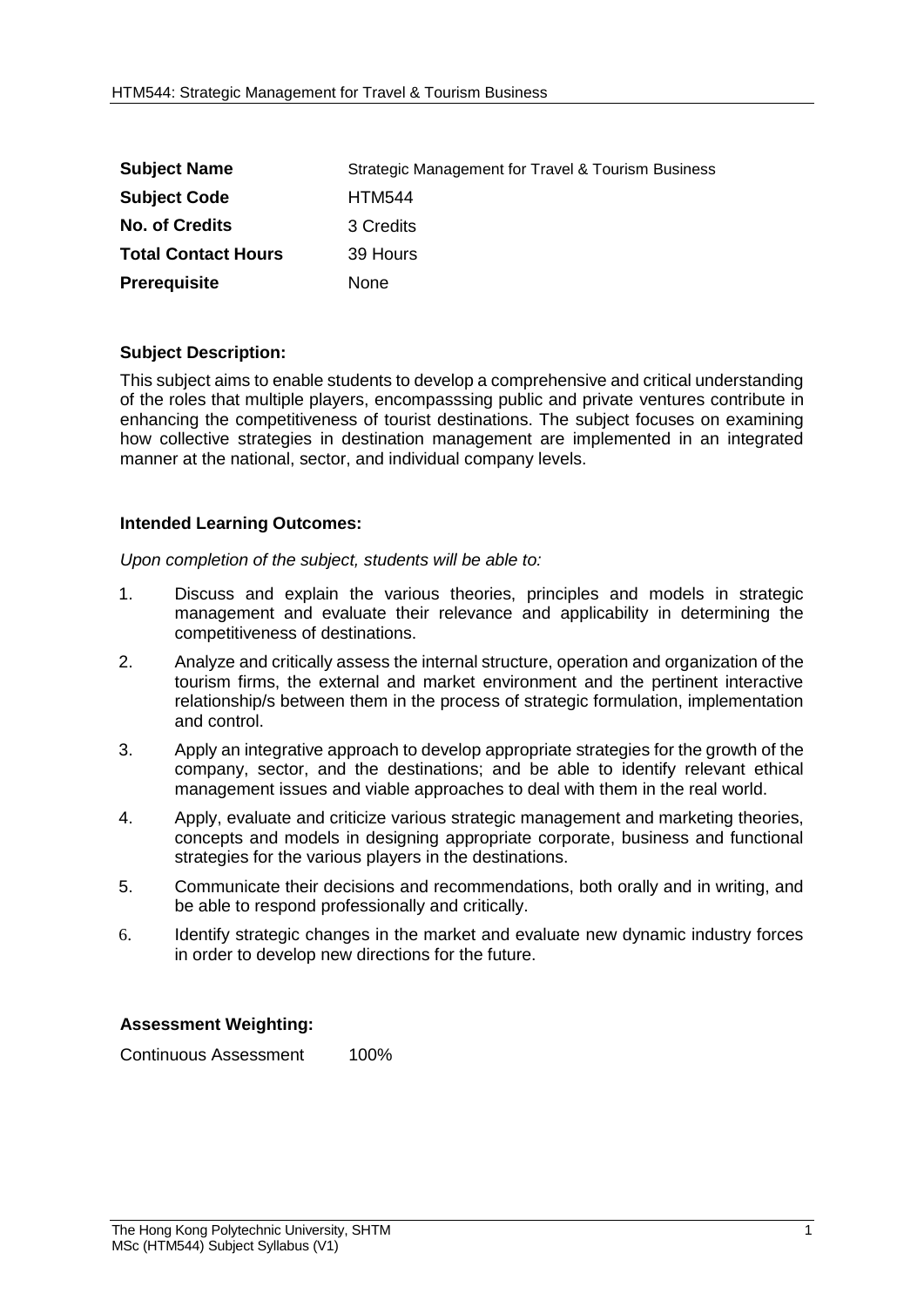| | |
|---|---|
| **Subject Name** | Strategic Management for Travel & Tourism Business |
| **Subject Code** | HTM544 |
| **No. of Credits** | 3 Credits |
| **Total Contact Hours** | 39 Hours |
| **Prerequisite** | None |

### Subject Description:

This subject aims to enable students to develop a comprehensive and critical understanding of the roles that multiple players, encompasssing public and private ventures contribute in enhancing the competitiveness of tourist destinations. The subject focuses on examining how collective strategies in destination management are implemented in an integrated manner at the national, sector, and individual company levels.

### Intended Learning Outcomes:

*Upon completion of the subject, students will be able to:*

1. Discuss and explain the various theories, principles and models in strategic management and evaluate their relevance and applicability in determining the competitiveness of destinations.
2. Analyze and critically assess the internal structure, operation and organization of the tourism firms, the external and market environment and the pertinent interactive relationship/s between them in the process of strategic formulation, implementation and control.
3. Apply an integrative approach to develop appropriate strategies for the growth of the company, sector, and the destinations; and be able to identify relevant ethical management issues and viable approaches to deal with them in the real world.
4. Apply, evaluate and criticize various strategic management and marketing theories, concepts and models in designing appropriate corporate, business and functional strategies for the various players in the destinations.
5. Communicate their decisions and recommendations, both orally and in writing, and be able to respond professionally and critically.
6. Identify strategic changes in the market and evaluate new dynamic industry forces in order to develop new directions for the future.

### Assessment Weighting:

Continuous Assessment 100%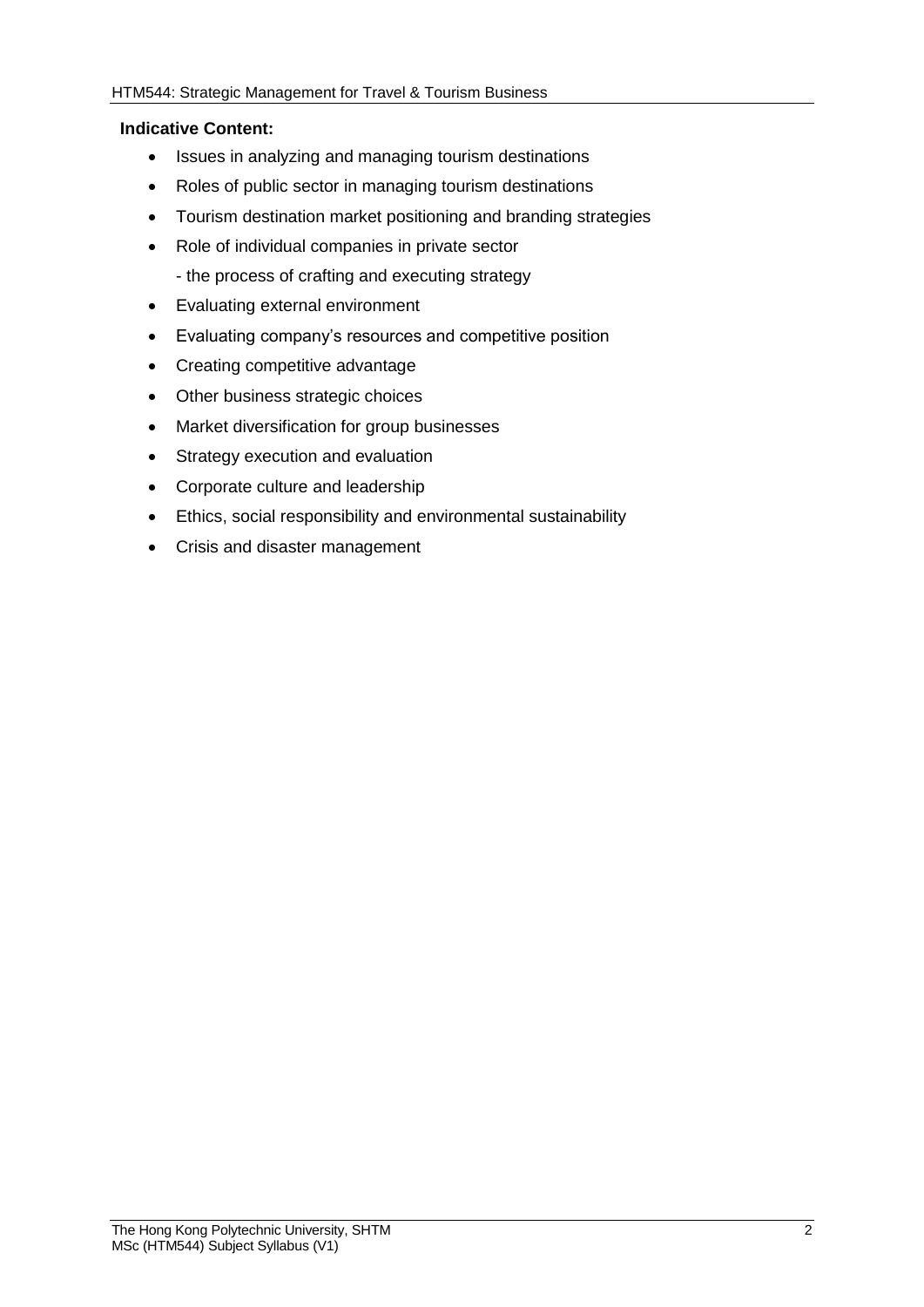**Indicative Content:**

- Issues in analyzing and managing tourism destinations
- Roles of public sector in managing tourism destinations
- Tourism destination market positioning and branding strategies
- Role of individual companies in private sector
  - the process of crafting and executing strategy
- Evaluating external environment
- Evaluating company's resources and competitive position
- Creating competitive advantage
- Other business strategic choices
- Market diversification for group businesses
- Strategy execution and evaluation
- Corporate culture and leadership
- Ethics, social responsibility and environmental sustainability
- Crisis and disaster management